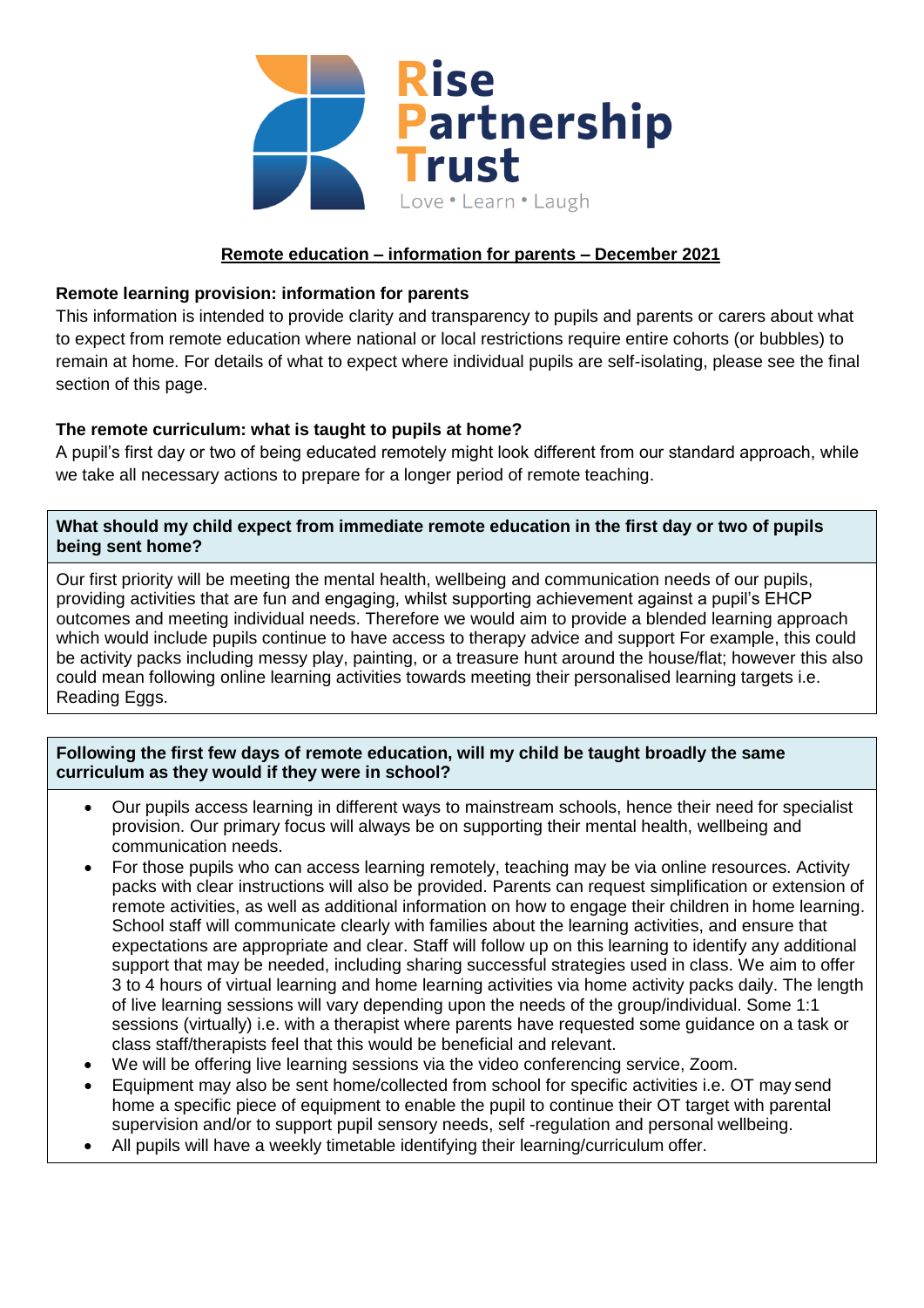Rise Partnership Trust

Love • Learn • Laugh

## Remote education – information for parents – December 2021

### Remote learning provision: information for parents

This information is intended to provide clarity and transparency to pupils and parents or carers about what to expect from remote education where national or local restrictions require entire cohorts (or bubbles) to remain at home. For details of what to expect where individual pupils are self-isolating, please see the final section of this page.

### The remote curriculum: what is taught to pupils at home?

A pupil's first day or two of being educated remotely might look different from our standard approach, while we take all necessary actions to prepare for a longer period of remote teaching.

**What should my child expect from immediate remote education in the first day or two of pupils being sent home?**

Our first priority will be meeting the mental health, wellbeing and communication needs of our pupils, providing activities that are fun and engaging, whilst supporting achievement against a pupil's EHCP outcomes and meeting individual needs. Therefore we would aim to provide a blended learning approach which would include pupils continue to have access to therapy advice and support For example, this could be activity packs including messy play, painting, or a treasure hunt around the house/flat; however this also could mean following online learning activities towards meeting their personalised learning targets i.e. Reading Eggs.

**Following the first few days of remote education, will my child be taught broadly the same curriculum as they would if they were in school?**

- Our pupils access learning in different ways to mainstream schools, hence their need for specialist provision. Our primary focus will always be on supporting their mental health, wellbeing and communication needs.
- For those pupils who can access learning remotely, teaching may be via online resources. Activity packs with clear instructions will also be provided. Parents can request simplification or extension of remote activities, as well as additional information on how to engage their children in home learning. School staff will communicate clearly with families about the learning activities, and ensure that expectations are appropriate and clear. Staff will follow up on this learning to identify any additional support that may be needed, including sharing successful strategies used in class. We aim to offer 3 to 4 hours of virtual learning and home learning activities via home activity packs daily. The length of live learning sessions will vary depending upon the needs of the group/individual. Some 1:1 sessions (virtually) i.e. with a therapist where parents have requested some guidance on a task or class staff/therapists feel that this would be beneficial and relevant.
- We will be offering live learning sessions via the video conferencing service, Zoom.
- Equipment may also be sent home/collected from school for specific activities i.e. OT may send home a specific piece of equipment to enable the pupil to continue their OT target with parental supervision and/or to support pupil sensory needs, self -regulation and personal wellbeing.
- All pupils will have a weekly timetable identifying their learning/curriculum offer.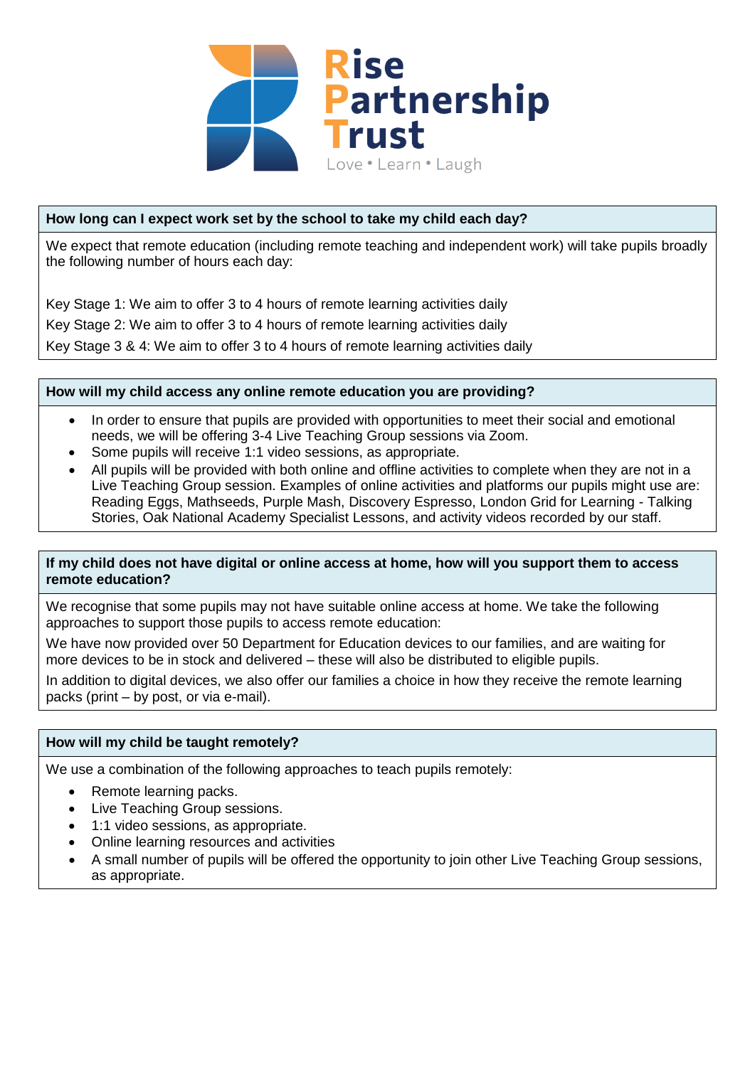Rise Partnership Trust

Love • Learn • Laugh

**How long can I expect work set by the school to take my child each day?**

We expect that remote education (including remote teaching and independent work) will take pupils broadly the following number of hours each day:

Key Stage 1: We aim to offer 3 to 4 hours of remote learning activities daily

Key Stage 2: We aim to offer 3 to 4 hours of remote learning activities daily

Key Stage 3 & 4: We aim to offer 3 to 4 hours of remote learning activities daily

**How will my child access any online remote education you are providing?**

- In order to ensure that pupils are provided with opportunities to meet their social and emotional needs, we will be offering 3-4 Live Teaching Group sessions via Zoom.
- Some pupils will receive 1:1 video sessions, as appropriate.
- All pupils will be provided with both online and offline activities to complete when they are not in a Live Teaching Group session. Examples of online activities and platforms our pupils might use are: Reading Eggs, Mathseeds, Purple Mash, Discovery Espresso, London Grid for Learning - Talking Stories, Oak National Academy Specialist Lessons, and activity videos recorded by our staff.

**If my child does not have digital or online access at home, how will you support them to access remote education?**

We recognise that some pupils may not have suitable online access at home. We take the following approaches to support those pupils to access remote education:

We have now provided over 50 Department for Education devices to our families, and are waiting for more devices to be in stock and delivered – these will also be distributed to eligible pupils.

In addition to digital devices, we also offer our families a choice in how they receive the remote learning packs (print – by post, or via e-mail).

**How will my child be taught remotely?**

We use a combination of the following approaches to teach pupils remotely:

- Remote learning packs.
- Live Teaching Group sessions.
- 1:1 video sessions, as appropriate.
- Online learning resources and activities
- A small number of pupils will be offered the opportunity to join other Live Teaching Group sessions, as appropriate.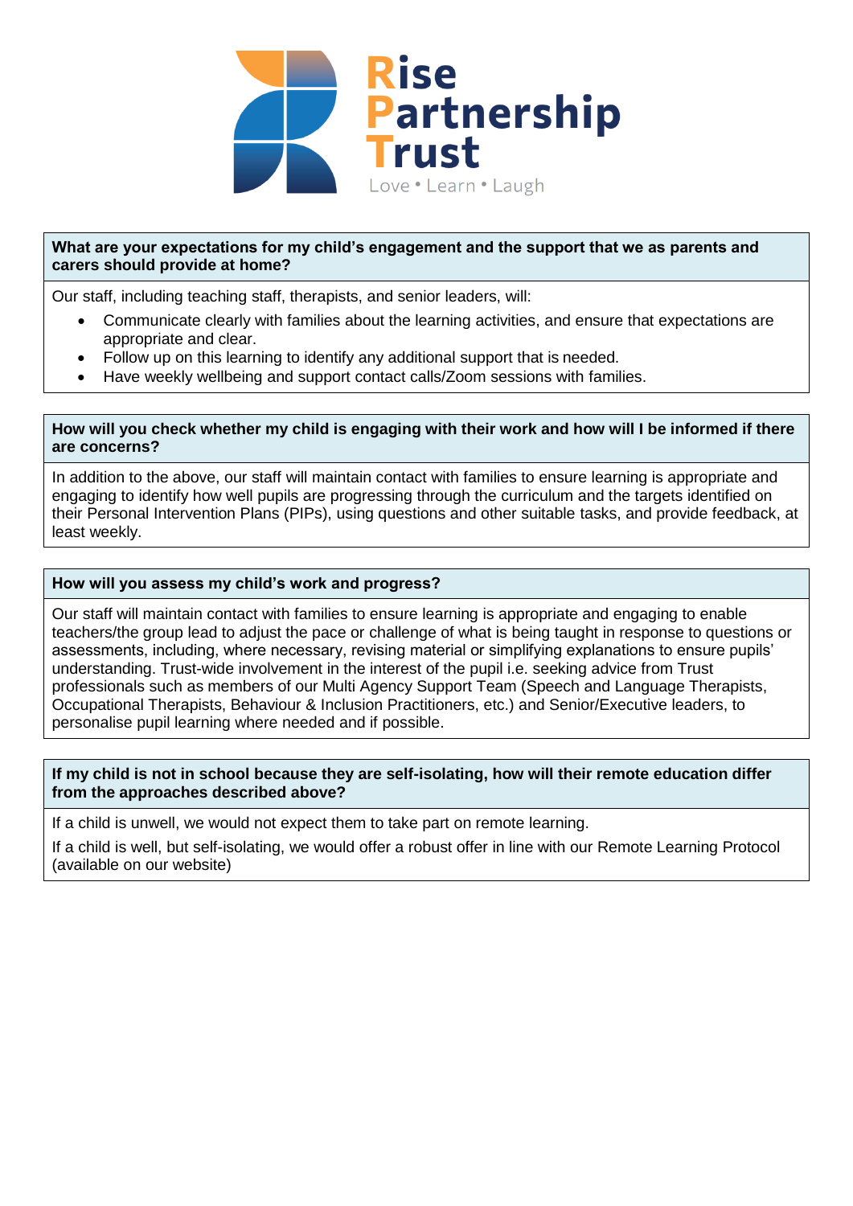Rise Partnership Trust

Love • Learn • Laugh

**What are your expectations for my child's engagement and the support that we as parents and carers should provide at home?**

Our staff, including teaching staff, therapists, and senior leaders, will:

- Communicate clearly with families about the learning activities, and ensure that expectations are appropriate and clear.
- Follow up on this learning to identify any additional support that is needed.
- Have weekly wellbeing and support contact calls/Zoom sessions with families.

**How will you check whether my child is engaging with their work and how will I be informed if there are concerns?**

In addition to the above, our staff will maintain contact with families to ensure learning is appropriate and engaging to identify how well pupils are progressing through the curriculum and the targets identified on their Personal Intervention Plans (PIPs), using questions and other suitable tasks, and provide feedback, at least weekly.

**How will you assess my child's work and progress?**

Our staff will maintain contact with families to ensure learning is appropriate and engaging to enable teachers/the group lead to adjust the pace or challenge of what is being taught in response to questions or assessments, including, where necessary, revising material or simplifying explanations to ensure pupils' understanding. Trust-wide involvement in the interest of the pupil i.e. seeking advice from Trust professionals such as members of our Multi Agency Support Team (Speech and Language Therapists, Occupational Therapists, Behaviour & Inclusion Practitioners, etc.) and Senior/Executive leaders, to personalise pupil learning where needed and if possible.

**If my child is not in school because they are self-isolating, how will their remote education differ from the approaches described above?**

If a child is unwell, we would not expect them to take part on remote learning.

If a child is well, but self-isolating, we would offer a robust offer in line with our Remote Learning Protocol (available on our website)